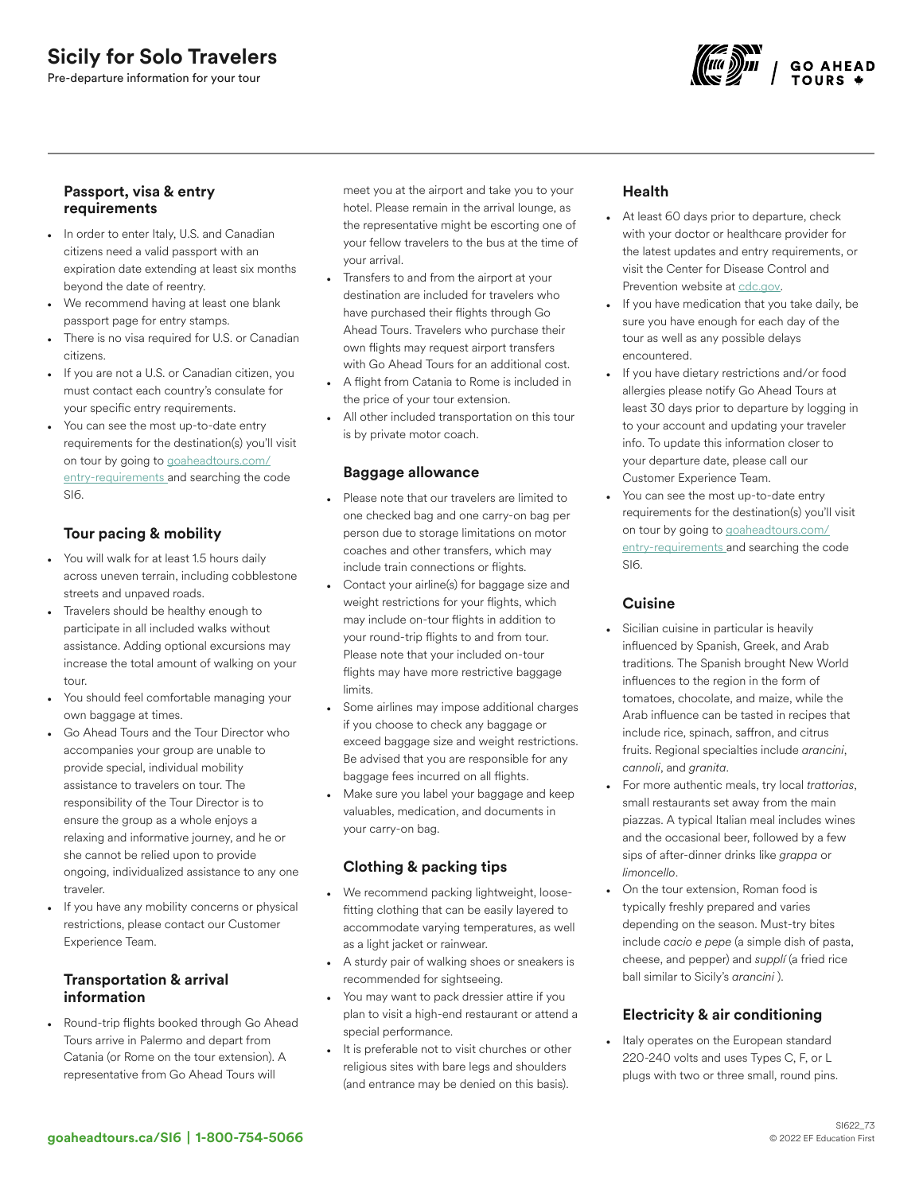# Sicily for Solo Travelers

Pre-departure information for your tour

## Passport, visa & entry requirements

- In order to enter Italy, U.S. and Canadian citizens need a valid passport with an expiration date extending at least six months beyond the date of reentry.
- We recommend having at least one blank passport page for entry stamps.
- There is no visa required for U.S. or Canadian citizens.
- If you are not a U.S. or Canadian citizen, you must contact each country's consulate for your specific entry requirements.
- You can see the most up-to-date entry requirements for the destination(s) you'll visit on tour by going to goaheadtours.com/entry-requirements and searching the code SI6.

## Tour pacing & mobility

- You will walk for at least 1.5 hours daily across uneven terrain, including cobblestone streets and unpaved roads.
- Travelers should be healthy enough to participate in all included walks without assistance. Adding optional excursions may increase the total amount of walking on your tour.
- You should feel comfortable managing your own baggage at times.
- Go Ahead Tours and the Tour Director who accompanies your group are unable to provide special, individual mobility assistance to travelers on tour. The responsibility of the Tour Director is to ensure the group as a whole enjoys a relaxing and informative journey, and he or she cannot be relied upon to provide ongoing, individualized assistance to any one traveler.
- If you have any mobility concerns or physical restrictions, please contact our Customer Experience Team.

## Transportation & arrival information

- Round-trip flights booked through Go Ahead Tours arrive in Palermo and depart from Catania (or Rome on the tour extension). A representative from Go Ahead Tours will meet you at the airport and take you to your hotel. Please remain in the arrival lounge, as the representative might be escorting one of your fellow travelers to the bus at the time of your arrival.
- Transfers to and from the airport at your destination are included for travelers who have purchased their flights through Go Ahead Tours. Travelers who purchase their own flights may request airport transfers with Go Ahead Tours for an additional cost.
- A flight from Catania to Rome is included in the price of your tour extension.
- All other included transportation on this tour is by private motor coach.

## Baggage allowance

- Please note that our travelers are limited to one checked bag and one carry-on bag per person due to storage limitations on motor coaches and other transfers, which may include train connections or flights.
- Contact your airline(s) for baggage size and weight restrictions for your flights, which may include on-tour flights in addition to your round-trip flights to and from tour. Please note that your included on-tour flights may have more restrictive baggage limits.
- Some airlines may impose additional charges if you choose to check any baggage or exceed baggage size and weight restrictions. Be advised that you are responsible for any baggage fees incurred on all flights.
- Make sure you label your baggage and keep valuables, medication, and documents in your carry-on bag.

## Clothing & packing tips

- We recommend packing lightweight, loose-fitting clothing that can be easily layered to accommodate varying temperatures, as well as a light jacket or rainwear.
- A sturdy pair of walking shoes or sneakers is recommended for sightseeing.
- You may want to pack dressier attire if you plan to visit a high-end restaurant or attend a special performance.
- It is preferable not to visit churches or other religious sites with bare legs and shoulders (and entrance may be denied on this basis).

## Health

- At least 60 days prior to departure, check with your doctor or healthcare provider for the latest updates and entry requirements, or visit the Center for Disease Control and Prevention website at cdc.gov.
- If you have medication that you take daily, be sure you have enough for each day of the tour as well as any possible delays encountered.
- If you have dietary restrictions and/or food allergies please notify Go Ahead Tours at least 30 days prior to departure by logging in to your account and updating your traveler info. To update this information closer to your departure date, please call our Customer Experience Team.
- You can see the most up-to-date entry requirements for the destination(s) you'll visit on tour by going to goaheadtours.com/entry-requirements and searching the code SI6.

## Cuisine

- Sicilian cuisine in particular is heavily influenced by Spanish, Greek, and Arab traditions. The Spanish brought New World influences to the region in the form of tomatoes, chocolate, and maize, while the Arab influence can be tasted in recipes that include rice, spinach, saffron, and citrus fruits. Regional specialties include *arancini*, *cannoli*, and *granita*.
- For more authentic meals, try local *trattorias*, small restaurants set away from the main piazzas. A typical Italian meal includes wines and the occasional beer, followed by a few sips of after-dinner drinks like *grappa* or *limoncello*.
- On the tour extension, Roman food is typically freshly prepared and varies depending on the season. Must-try bites include *cacio e pepe* (a simple dish of pasta, cheese, and pepper) and *supplí* (a fried rice ball similar to Sicily's *arancini* ).

## Electricity & air conditioning

- Italy operates on the European standard 220-240 volts and uses Types C, F, or L plugs with two or three small, round pins.

goaheadtours.ca/SI6 | 1-800-754-5066

SI622_73
© 2022 EF Education First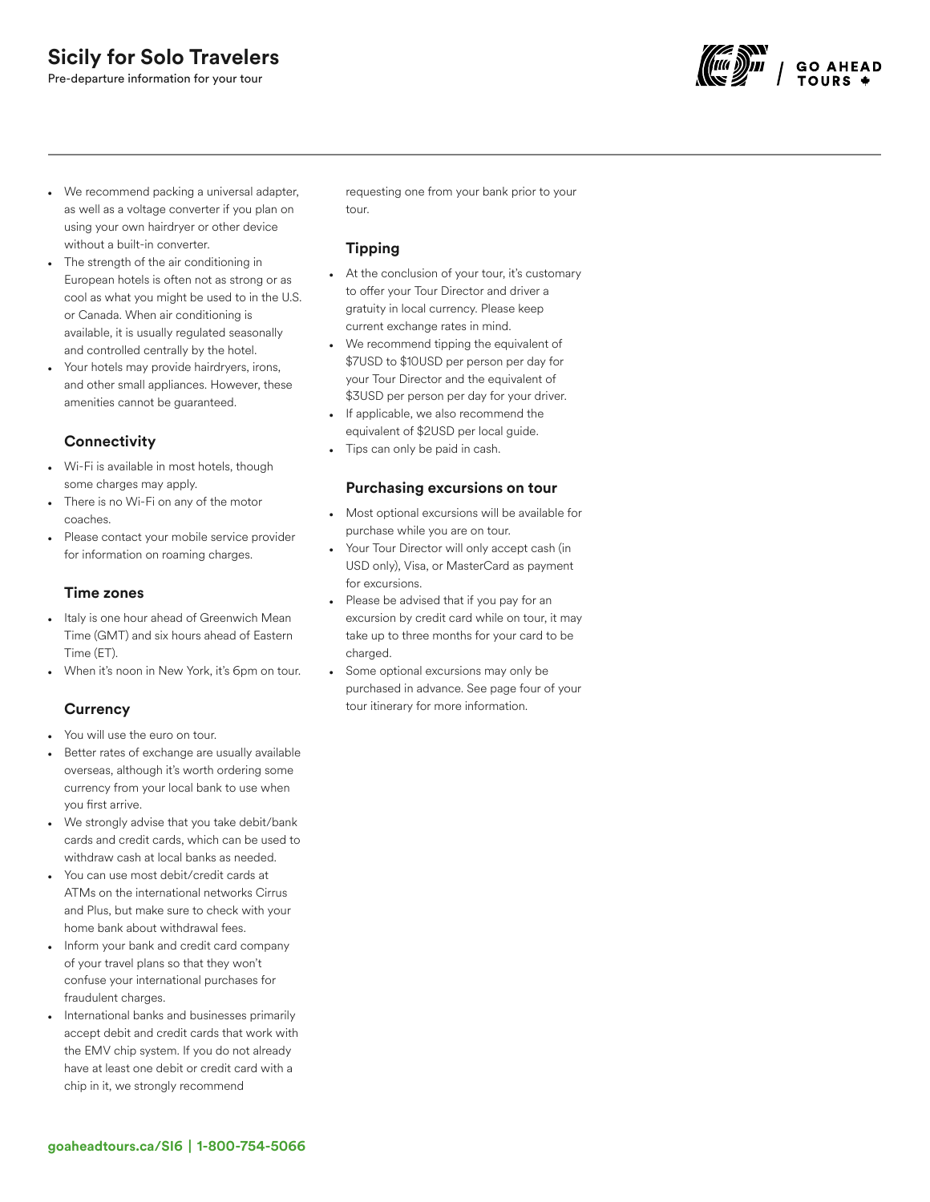- We recommend packing a universal adapter, as well as a voltage converter if you plan on using your own hairdryer or other device without a built-in converter.
- The strength of the air conditioning in European hotels is often not as strong or as cool as what you might be used to in the U.S. or Canada. When air conditioning is available, it is usually regulated seasonally and controlled centrally by the hotel.
- Your hotels may provide hairdryers, irons, and other small appliances. However, these amenities cannot be guaranteed.

### Connectivity

- Wi-Fi is available in most hotels, though some charges may apply.
- There is no Wi-Fi on any of the motor coaches.
- Please contact your mobile service provider for information on roaming charges.

### Time zones

- Italy is one hour ahead of Greenwich Mean Time (GMT) and six hours ahead of Eastern Time (ET).
- When it's noon in New York, it's 6pm on tour.

### Currency

- You will use the euro on tour.
- Better rates of exchange are usually available overseas, although it's worth ordering some currency from your local bank to use when you first arrive.
- We strongly advise that you take debit/bank cards and credit cards, which can be used to withdraw cash at local banks as needed.
- You can use most debit/credit cards at ATMs on the international networks Cirrus and Plus, but make sure to check with your home bank about withdrawal fees.
- Inform your bank and credit card company of your travel plans so that they won't confuse your international purchases for fraudulent charges.
- International banks and businesses primarily accept debit and credit cards that work with the EMV chip system. If you do not already have at least one debit or credit card with a chip in it, we strongly recommend requesting one from your bank prior to your tour.

### Tipping

- At the conclusion of your tour, it's customary to offer your Tour Director and driver a gratuity in local currency. Please keep current exchange rates in mind.
- We recommend tipping the equivalent of $7USD to $10USD per person per day for your Tour Director and the equivalent of $3USD per person per day for your driver.
- If applicable, we also recommend the equivalent of $2USD per local guide.
- Tips can only be paid in cash.

### Purchasing excursions on tour

- Most optional excursions will be available for purchase while you are on tour.
- Your Tour Director will only accept cash (in USD only), Visa, or MasterCard as payment for excursions.
- Please be advised that if you pay for an excursion by credit card while on tour, it may take up to three months for your card to be charged.
- Some optional excursions may only be purchased in advance. See page four of your tour itinerary for more information.